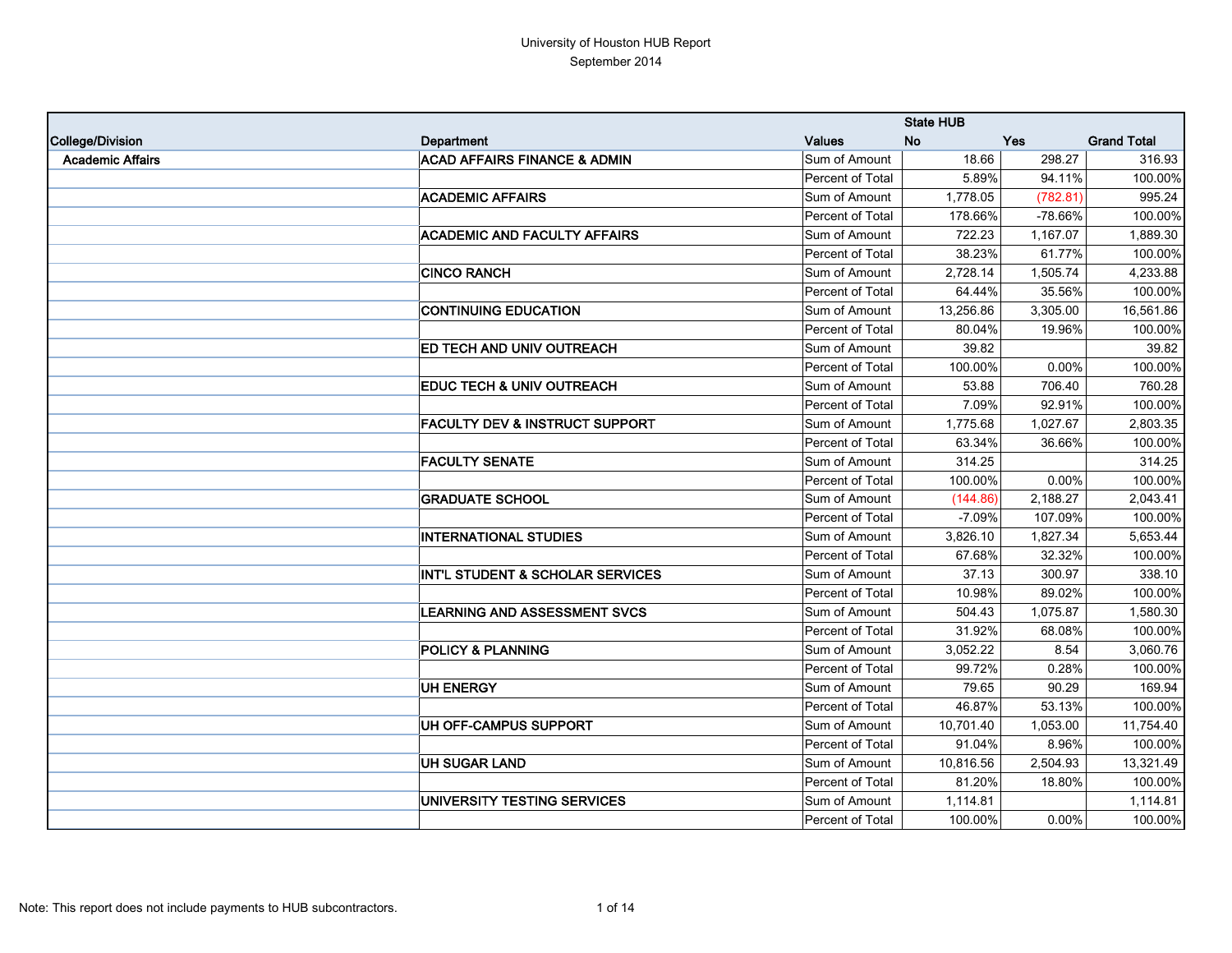# University of Houston HUB Report

September 2014

| College/Division | Department | Values | State HUB No | Yes | Grand Total |
|---|---|---|---|---|---|
| Academic Affairs | ACAD AFFAIRS FINANCE & ADMIN | Sum of Amount | 18.66 | 298.27 | 316.93 |
| | | Percent of Total | 5.89% | 94.11% | 100.00% |
| | ACADEMIC AFFAIRS | Sum of Amount | 1,778.05 | (782.81) | 995.24 |
| | | Percent of Total | 178.66% | -78.66% | 100.00% |
| | ACADEMIC AND FACULTY AFFAIRS | Sum of Amount | 722.23 | 1,167.07 | 1,889.30 |
| | | Percent of Total | 38.23% | 61.77% | 100.00% |
| | CINCO RANCH | Sum of Amount | 2,728.14 | 1,505.74 | 4,233.88 |
| | | Percent of Total | 64.44% | 35.56% | 100.00% |
| | CONTINUING EDUCATION | Sum of Amount | 13,256.86 | 3,305.00 | 16,561.86 |
| | | Percent of Total | 80.04% | 19.96% | 100.00% |
| | ED TECH AND UNIV OUTREACH | Sum of Amount | 39.82 | | 39.82 |
| | | Percent of Total | 100.00% | 0.00% | 100.00% |
| | EDUC TECH & UNIV OUTREACH | Sum of Amount | 53.88 | 706.40 | 760.28 |
| | | Percent of Total | 7.09% | 92.91% | 100.00% |
| | FACULTY DEV & INSTRUCT SUPPORT | Sum of Amount | 1,775.68 | 1,027.67 | 2,803.35 |
| | | Percent of Total | 63.34% | 36.66% | 100.00% |
| | FACULTY SENATE | Sum of Amount | 314.25 | | 314.25 |
| | | Percent of Total | 100.00% | 0.00% | 100.00% |
| | GRADUATE SCHOOL | Sum of Amount | (144.86) | 2,188.27 | 2,043.41 |
| | | Percent of Total | -7.09% | 107.09% | 100.00% |
| | INTERNATIONAL STUDIES | Sum of Amount | 3,826.10 | 1,827.34 | 5,653.44 |
| | | Percent of Total | 67.68% | 32.32% | 100.00% |
| | INT'L STUDENT & SCHOLAR SERVICES | Sum of Amount | 37.13 | 300.97 | 338.10 |
| | | Percent of Total | 10.98% | 89.02% | 100.00% |
| | LEARNING AND ASSESSMENT SVCS | Sum of Amount | 504.43 | 1,075.87 | 1,580.30 |
| | | Percent of Total | 31.92% | 68.08% | 100.00% |
| | POLICY & PLANNING | Sum of Amount | 3,052.22 | 8.54 | 3,060.76 |
| | | Percent of Total | 99.72% | 0.28% | 100.00% |
| | UH ENERGY | Sum of Amount | 79.65 | 90.29 | 169.94 |
| | | Percent of Total | 46.87% | 53.13% | 100.00% |
| | UH OFF-CAMPUS SUPPORT | Sum of Amount | 10,701.40 | 1,053.00 | 11,754.40 |
| | | Percent of Total | 91.04% | 8.96% | 100.00% |
| | UH SUGAR LAND | Sum of Amount | 10,816.56 | 2,504.93 | 13,321.49 |
| | | Percent of Total | 81.20% | 18.80% | 100.00% |
| | UNIVERSITY TESTING SERVICES | Sum of Amount | 1,114.81 | | 1,114.81 |
| | | Percent of Total | 100.00% | 0.00% | 100.00% |

Note: This report does not include payments to HUB subcontractors.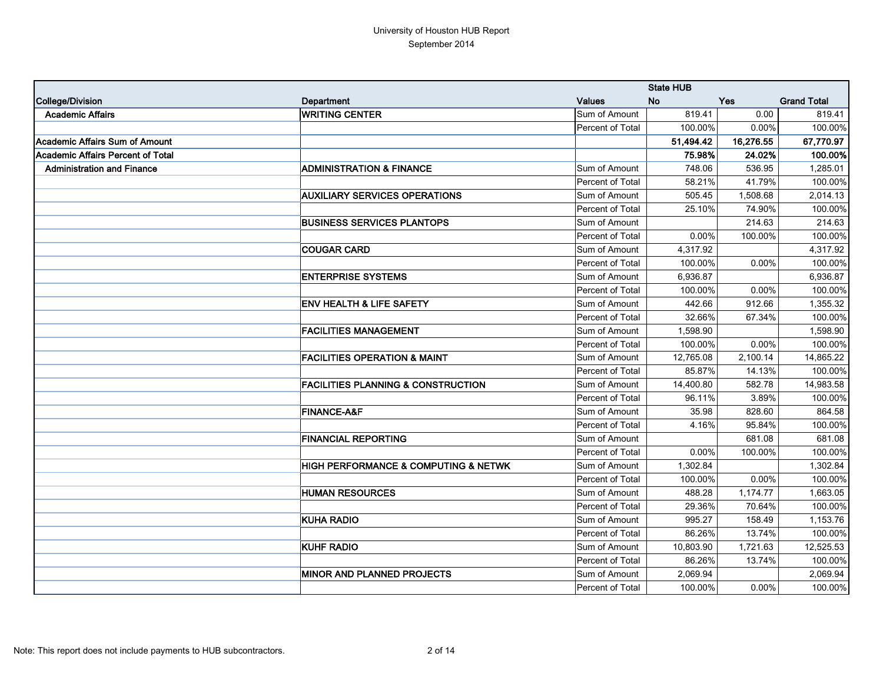University of Houston HUB Report

September 2014

| College/Division | Department | Values | State HUB No | Yes | Grand Total |
|---|---|---|---|---|---|
| **Academic Affairs** | **WRITING CENTER** | Sum of Amount | 819.41 | 0.00 | 819.41 |
| | | Percent of Total | 100.00% | 0.00% | 100.00% |
| **Academic Affairs Sum of Amount** | | | **51,494.42** | **16,276.55** | **67,770.97** |
| **Academic Affairs Percent of Total** | | | **75.98%** | **24.02%** | **100.00%** |
| **Administration and Finance** | **ADMINISTRATION & FINANCE** | Sum of Amount | 748.06 | 536.95 | 1,285.01 |
| | | Percent of Total | 58.21% | 41.79% | 100.00% |
| | **AUXILIARY SERVICES OPERATIONS** | Sum of Amount | 505.45 | 1,508.68 | 2,014.13 |
| | | Percent of Total | 25.10% | 74.90% | 100.00% |
| | **BUSINESS SERVICES PLANTOPS** | Sum of Amount | | 214.63 | 214.63 |
| | | Percent of Total | 0.00% | 100.00% | 100.00% |
| | **COUGAR CARD** | Sum of Amount | 4,317.92 | | 4,317.92 |
| | | Percent of Total | 100.00% | 0.00% | 100.00% |
| | **ENTERPRISE SYSTEMS** | Sum of Amount | 6,936.87 | | 6,936.87 |
| | | Percent of Total | 100.00% | 0.00% | 100.00% |
| | **ENV HEALTH & LIFE SAFETY** | Sum of Amount | 442.66 | 912.66 | 1,355.32 |
| | | Percent of Total | 32.66% | 67.34% | 100.00% |
| | **FACILITIES MANAGEMENT** | Sum of Amount | 1,598.90 | | 1,598.90 |
| | | Percent of Total | 100.00% | 0.00% | 100.00% |
| | **FACILITIES OPERATION & MAINT** | Sum of Amount | 12,765.08 | 2,100.14 | 14,865.22 |
| | | Percent of Total | 85.87% | 14.13% | 100.00% |
| | **FACILITIES PLANNING & CONSTRUCTION** | Sum of Amount | 14,400.80 | 582.78 | 14,983.58 |
| | | Percent of Total | 96.11% | 3.89% | 100.00% |
| | **FINANCE-A&F** | Sum of Amount | 35.98 | 828.60 | 864.58 |
| | | Percent of Total | 4.16% | 95.84% | 100.00% |
| | **FINANCIAL REPORTING** | Sum of Amount | | 681.08 | 681.08 |
| | | Percent of Total | 0.00% | 100.00% | 100.00% |
| | **HIGH PERFORMANCE & COMPUTING & NETWK** | Sum of Amount | 1,302.84 | | 1,302.84 |
| | | Percent of Total | 100.00% | 0.00% | 100.00% |
| | **HUMAN RESOURCES** | Sum of Amount | 488.28 | 1,174.77 | 1,663.05 |
| | | Percent of Total | 29.36% | 70.64% | 100.00% |
| | **KUHA RADIO** | Sum of Amount | 995.27 | 158.49 | 1,153.76 |
| | | Percent of Total | 86.26% | 13.74% | 100.00% |
| | **KUHF RADIO** | Sum of Amount | 10,803.90 | 1,721.63 | 12,525.53 |
| | | Percent of Total | 86.26% | 13.74% | 100.00% |
| | **MINOR AND PLANNED PROJECTS** | Sum of Amount | 2,069.94 | | 2,069.94 |
| | | Percent of Total | 100.00% | 0.00% | 100.00% |

Note: This report does not include payments to HUB subcontractors.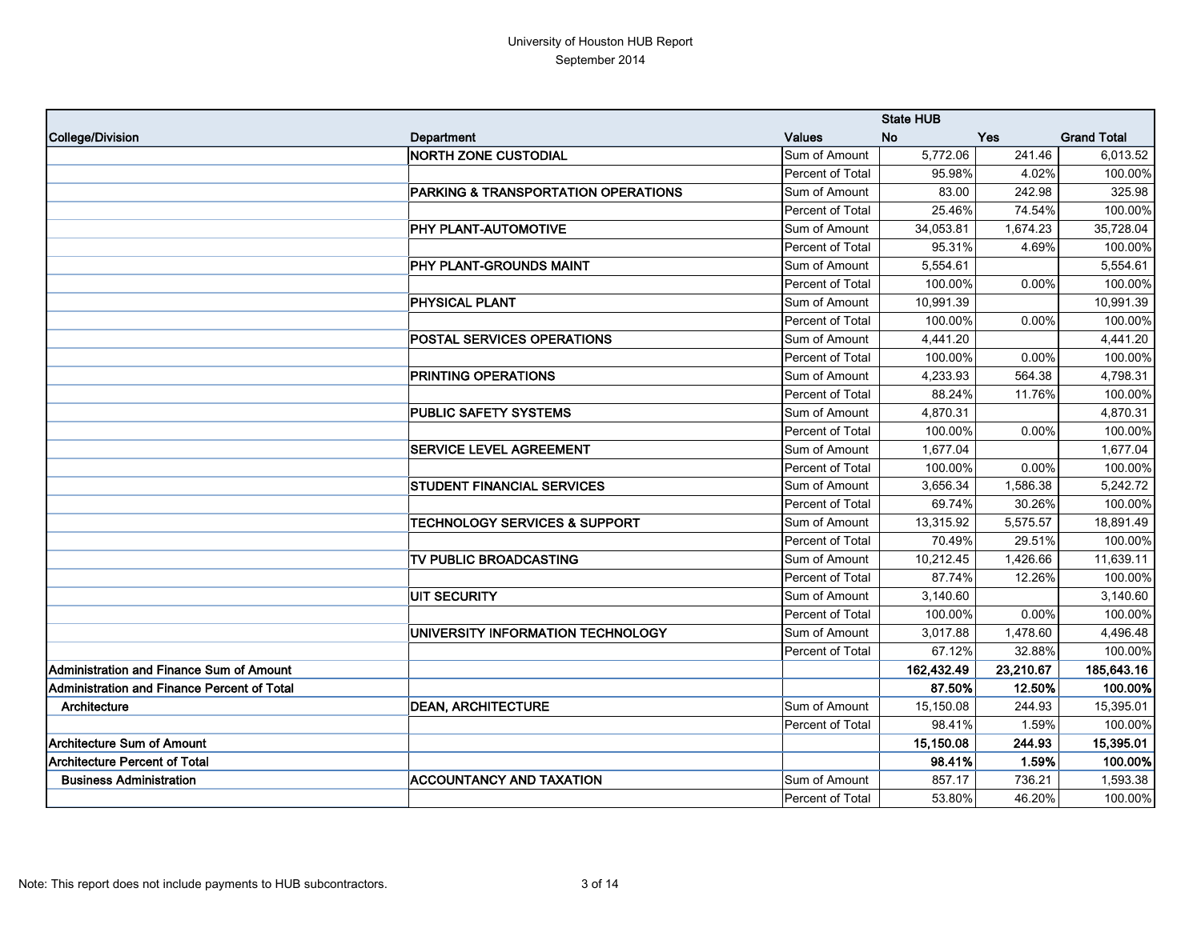University of Houston HUB Report
September 2014

| College/Division | Department | Values | State HUB No | Yes | Grand Total |
|---|---|---|---|---|---|
| | NORTH ZONE CUSTODIAL | Sum of Amount | 5,772.06 | 241.46 | 6,013.52 |
| | | Percent of Total | 95.98% | 4.02% | 100.00% |
| | PARKING & TRANSPORTATION OPERATIONS | Sum of Amount | 83.00 | 242.98 | 325.98 |
| | | Percent of Total | 25.46% | 74.54% | 100.00% |
| | PHY PLANT-AUTOMOTIVE | Sum of Amount | 34,053.81 | 1,674.23 | 35,728.04 |
| | | Percent of Total | 95.31% | 4.69% | 100.00% |
| | PHY PLANT-GROUNDS MAINT | Sum of Amount | 5,554.61 | | 5,554.61 |
| | | Percent of Total | 100.00% | 0.00% | 100.00% |
| | PHYSICAL PLANT | Sum of Amount | 10,991.39 | | 10,991.39 |
| | | Percent of Total | 100.00% | 0.00% | 100.00% |
| | POSTAL SERVICES OPERATIONS | Sum of Amount | 4,441.20 | | 4,441.20 |
| | | Percent of Total | 100.00% | 0.00% | 100.00% |
| | PRINTING OPERATIONS | Sum of Amount | 4,233.93 | 564.38 | 4,798.31 |
| | | Percent of Total | 88.24% | 11.76% | 100.00% |
| | PUBLIC SAFETY SYSTEMS | Sum of Amount | 4,870.31 | | 4,870.31 |
| | | Percent of Total | 100.00% | 0.00% | 100.00% |
| | SERVICE LEVEL AGREEMENT | Sum of Amount | 1,677.04 | | 1,677.04 |
| | | Percent of Total | 100.00% | 0.00% | 100.00% |
| | STUDENT FINANCIAL SERVICES | Sum of Amount | 3,656.34 | 1,586.38 | 5,242.72 |
| | | Percent of Total | 69.74% | 30.26% | 100.00% |
| | TECHNOLOGY SERVICES & SUPPORT | Sum of Amount | 13,315.92 | 5,575.57 | 18,891.49 |
| | | Percent of Total | 70.49% | 29.51% | 100.00% |
| | TV PUBLIC BROADCASTING | Sum of Amount | 10,212.45 | 1,426.66 | 11,639.11 |
| | | Percent of Total | 87.74% | 12.26% | 100.00% |
| | UIT SECURITY | Sum of Amount | 3,140.60 | | 3,140.60 |
| | | Percent of Total | 100.00% | 0.00% | 100.00% |
| | UNIVERSITY INFORMATION TECHNOLOGY | Sum of Amount | 3,017.88 | 1,478.60 | 4,496.48 |
| | | Percent of Total | 67.12% | 32.88% | 100.00% |
| **Administration and Finance Sum of Amount** | | | **162,432.49** | **23,210.67** | **185,643.16** |
| **Administration and Finance Percent of Total** | | | **87.50%** | **12.50%** | **100.00%** |
| Architecture | DEAN, ARCHITECTURE | Sum of Amount | 15,150.08 | 244.93 | 15,395.01 |
| | | Percent of Total | 98.41% | 1.59% | 100.00% |
| **Architecture Sum of Amount** | | | **15,150.08** | **244.93** | **15,395.01** |
| **Architecture Percent of Total** | | | **98.41%** | **1.59%** | **100.00%** |
| Business Administration | ACCOUNTANCY AND TAXATION | Sum of Amount | 857.17 | 736.21 | 1,593.38 |
| | | Percent of Total | 53.80% | 46.20% | 100.00% |

Note: This report does not include payments to HUB subcontractors.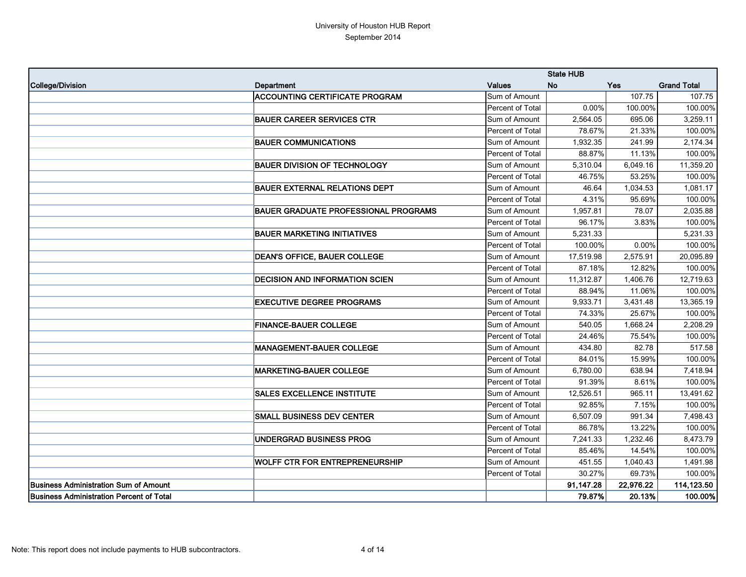University of Houston HUB Report
September 2014

| College/Division | Department | Values | State HUB No | Yes | Grand Total |
|---|---|---|---|---|---|
| | **ACCOUNTING CERTIFICATE PROGRAM** | Sum of Amount | | 107.75 | 107.75 |
| | | Percent of Total | 0.00% | 100.00% | 100.00% |
| | **BAUER CAREER SERVICES CTR** | Sum of Amount | 2,564.05 | 695.06 | 3,259.11 |
| | | Percent of Total | 78.67% | 21.33% | 100.00% |
| | **BAUER COMMUNICATIONS** | Sum of Amount | 1,932.35 | 241.99 | 2,174.34 |
| | | Percent of Total | 88.87% | 11.13% | 100.00% |
| | **BAUER DIVISION OF TECHNOLOGY** | Sum of Amount | 5,310.04 | 6,049.16 | 11,359.20 |
| | | Percent of Total | 46.75% | 53.25% | 100.00% |
| | **BAUER EXTERNAL RELATIONS DEPT** | Sum of Amount | 46.64 | 1,034.53 | 1,081.17 |
| | | Percent of Total | 4.31% | 95.69% | 100.00% |
| | **BAUER GRADUATE PROFESSIONAL PROGRAMS** | Sum of Amount | 1,957.81 | 78.07 | 2,035.88 |
| | | Percent of Total | 96.17% | 3.83% | 100.00% |
| | **BAUER MARKETING INITIATIVES** | Sum of Amount | 5,231.33 | | 5,231.33 |
| | | Percent of Total | 100.00% | 0.00% | 100.00% |
| | **DEAN'S OFFICE, BAUER COLLEGE** | Sum of Amount | 17,519.98 | 2,575.91 | 20,095.89 |
| | | Percent of Total | 87.18% | 12.82% | 100.00% |
| | **DECISION AND INFORMATION SCIEN** | Sum of Amount | 11,312.87 | 1,406.76 | 12,719.63 |
| | | Percent of Total | 88.94% | 11.06% | 100.00% |
| | **EXECUTIVE DEGREE PROGRAMS** | Sum of Amount | 9,933.71 | 3,431.48 | 13,365.19 |
| | | Percent of Total | 74.33% | 25.67% | 100.00% |
| | **FINANCE-BAUER COLLEGE** | Sum of Amount | 540.05 | 1,668.24 | 2,208.29 |
| | | Percent of Total | 24.46% | 75.54% | 100.00% |
| | **MANAGEMENT-BAUER COLLEGE** | Sum of Amount | 434.80 | 82.78 | 517.58 |
| | | Percent of Total | 84.01% | 15.99% | 100.00% |
| | **MARKETING-BAUER COLLEGE** | Sum of Amount | 6,780.00 | 638.94 | 7,418.94 |
| | | Percent of Total | 91.39% | 8.61% | 100.00% |
| | **SALES EXCELLENCE INSTITUTE** | Sum of Amount | 12,526.51 | 965.11 | 13,491.62 |
| | | Percent of Total | 92.85% | 7.15% | 100.00% |
| | **SMALL BUSINESS DEV CENTER** | Sum of Amount | 6,507.09 | 991.34 | 7,498.43 |
| | | Percent of Total | 86.78% | 13.22% | 100.00% |
| | **UNDERGRAD BUSINESS PROG** | Sum of Amount | 7,241.33 | 1,232.46 | 8,473.79 |
| | | Percent of Total | 85.46% | 14.54% | 100.00% |
| | **WOLFF CTR FOR ENTREPRENEURSHIP** | Sum of Amount | 451.55 | 1,040.43 | 1,491.98 |
| | | Percent of Total | 30.27% | 69.73% | 100.00% |
| **Business Administration Sum of Amount** | | | **91,147.28** | **22,976.22** | **114,123.50** |
| **Business Administration Percent of Total** | | | **79.87%** | **20.13%** | **100.00%** |

Note: This report does not include payments to HUB subcontractors.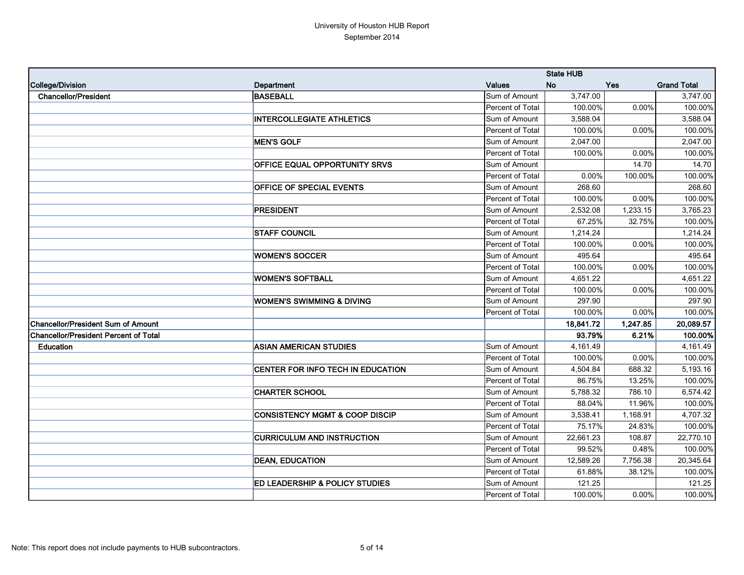University of Houston HUB Report
September 2014

| College/Division | Department | Values | State HUB No | Yes | Grand Total |
|---|---|---|---|---|---|
| **Chancellor/President** | **BASEBALL** | Sum of Amount | 3,747.00 | | 3,747.00 |
| | | Percent of Total | 100.00% | 0.00% | 100.00% |
| | **INTERCOLLEGIATE ATHLETICS** | Sum of Amount | 3,588.04 | | 3,588.04 |
| | | Percent of Total | 100.00% | 0.00% | 100.00% |
| | **MEN'S GOLF** | Sum of Amount | 2,047.00 | | 2,047.00 |
| | | Percent of Total | 100.00% | 0.00% | 100.00% |
| | **OFFICE EQUAL OPPORTUNITY SRVS** | Sum of Amount | | 14.70 | 14.70 |
| | | Percent of Total | 0.00% | 100.00% | 100.00% |
| | **OFFICE OF SPECIAL EVENTS** | Sum of Amount | 268.60 | | 268.60 |
| | | Percent of Total | 100.00% | 0.00% | 100.00% |
| | **PRESIDENT** | Sum of Amount | 2,532.08 | 1,233.15 | 3,765.23 |
| | | Percent of Total | 67.25% | 32.75% | 100.00% |
| | **STAFF COUNCIL** | Sum of Amount | 1,214.24 | | 1,214.24 |
| | | Percent of Total | 100.00% | 0.00% | 100.00% |
| | **WOMEN'S SOCCER** | Sum of Amount | 495.64 | | 495.64 |
| | | Percent of Total | 100.00% | 0.00% | 100.00% |
| | **WOMEN'S SOFTBALL** | Sum of Amount | 4,651.22 | | 4,651.22 |
| | | Percent of Total | 100.00% | 0.00% | 100.00% |
| | **WOMEN'S SWIMMING & DIVING** | Sum of Amount | 297.90 | | 297.90 |
| | | Percent of Total | 100.00% | 0.00% | 100.00% |
| **Chancellor/President Sum of Amount** | | | **18,841.72** | **1,247.85** | **20,089.57** |
| **Chancellor/President Percent of Total** | | | **93.79%** | **6.21%** | **100.00%** |
| **Education** | **ASIAN AMERICAN STUDIES** | Sum of Amount | 4,161.49 | | 4,161.49 |
| | | Percent of Total | 100.00% | 0.00% | 100.00% |
| | **CENTER FOR INFO TECH IN EDUCATION** | Sum of Amount | 4,504.84 | 688.32 | 5,193.16 |
| | | Percent of Total | 86.75% | 13.25% | 100.00% |
| | **CHARTER SCHOOL** | Sum of Amount | 5,788.32 | 786.10 | 6,574.42 |
| | | Percent of Total | 88.04% | 11.96% | 100.00% |
| | **CONSISTENCY MGMT & COOP DISCIP** | Sum of Amount | 3,538.41 | 1,168.91 | 4,707.32 |
| | | Percent of Total | 75.17% | 24.83% | 100.00% |
| | **CURRICULUM AND INSTRUCTION** | Sum of Amount | 22,661.23 | 108.87 | 22,770.10 |
| | | Percent of Total | 99.52% | 0.48% | 100.00% |
| | **DEAN, EDUCATION** | Sum of Amount | 12,589.26 | 7,756.38 | 20,345.64 |
| | | Percent of Total | 61.88% | 38.12% | 100.00% |
| | **ED LEADERSHIP & POLICY STUDIES** | Sum of Amount | 121.25 | | 121.25 |
| | | Percent of Total | 100.00% | 0.00% | 100.00% |

Note: This report does not include payments to HUB subcontractors.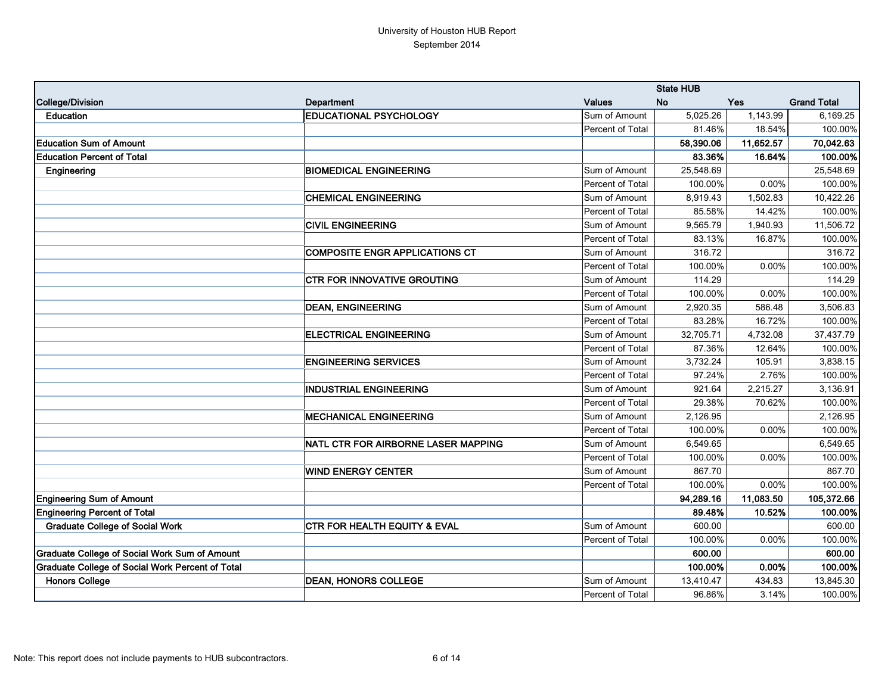University of Houston HUB Report
September 2014

| College/Division | Department | Values | State HUB No | Yes | Grand Total |
|---|---|---|---|---|---|
| Education | EDUCATIONAL PSYCHOLOGY | Sum of Amount | 5,025.26 | 1,143.99 | 6,169.25 |
| | | Percent of Total | 81.46% | 18.54% | 100.00% |
| **Education Sum of Amount** | | | **58,390.06** | **11,652.57** | **70,042.63** |
| **Education Percent of Total** | | | **83.36%** | **16.64%** | **100.00%** |
| Engineering | BIOMEDICAL ENGINEERING | Sum of Amount | 25,548.69 | | 25,548.69 |
| | | Percent of Total | 100.00% | 0.00% | 100.00% |
| | CHEMICAL ENGINEERING | Sum of Amount | 8,919.43 | 1,502.83 | 10,422.26 |
| | | Percent of Total | 85.58% | 14.42% | 100.00% |
| | CIVIL ENGINEERING | Sum of Amount | 9,565.79 | 1,940.93 | 11,506.72 |
| | | Percent of Total | 83.13% | 16.87% | 100.00% |
| | COMPOSITE ENGR APPLICATIONS CT | Sum of Amount | 316.72 | | 316.72 |
| | | Percent of Total | 100.00% | 0.00% | 100.00% |
| | CTR FOR INNOVATIVE GROUTING | Sum of Amount | 114.29 | | 114.29 |
| | | Percent of Total | 100.00% | 0.00% | 100.00% |
| | DEAN, ENGINEERING | Sum of Amount | 2,920.35 | 586.48 | 3,506.83 |
| | | Percent of Total | 83.28% | 16.72% | 100.00% |
| | ELECTRICAL ENGINEERING | Sum of Amount | 32,705.71 | 4,732.08 | 37,437.79 |
| | | Percent of Total | 87.36% | 12.64% | 100.00% |
| | ENGINEERING SERVICES | Sum of Amount | 3,732.24 | 105.91 | 3,838.15 |
| | | Percent of Total | 97.24% | 2.76% | 100.00% |
| | INDUSTRIAL ENGINEERING | Sum of Amount | 921.64 | 2,215.27 | 3,136.91 |
| | | Percent of Total | 29.38% | 70.62% | 100.00% |
| | MECHANICAL ENGINEERING | Sum of Amount | 2,126.95 | | 2,126.95 |
| | | Percent of Total | 100.00% | 0.00% | 100.00% |
| | NATL CTR FOR AIRBORNE LASER MAPPING | Sum of Amount | 6,549.65 | | 6,549.65 |
| | | Percent of Total | 100.00% | 0.00% | 100.00% |
| | WIND ENERGY CENTER | Sum of Amount | 867.70 | | 867.70 |
| | | Percent of Total | 100.00% | 0.00% | 100.00% |
| **Engineering Sum of Amount** | | | **94,289.16** | **11,083.50** | **105,372.66** |
| **Engineering Percent of Total** | | | **89.48%** | **10.52%** | **100.00%** |
| Graduate College of Social Work | CTR FOR HEALTH EQUITY & EVAL | Sum of Amount | 600.00 | | 600.00 |
| | | Percent of Total | 100.00% | 0.00% | 100.00% |
| **Graduate College of Social Work Sum of Amount** | | | **600.00** | | **600.00** |
| **Graduate College of Social Work Percent of Total** | | | **100.00%** | **0.00%** | **100.00%** |
| Honors College | DEAN, HONORS COLLEGE | Sum of Amount | 13,410.47 | 434.83 | 13,845.30 |
| | | Percent of Total | 96.86% | 3.14% | 100.00% |

Note: This report does not include payments to HUB subcontractors.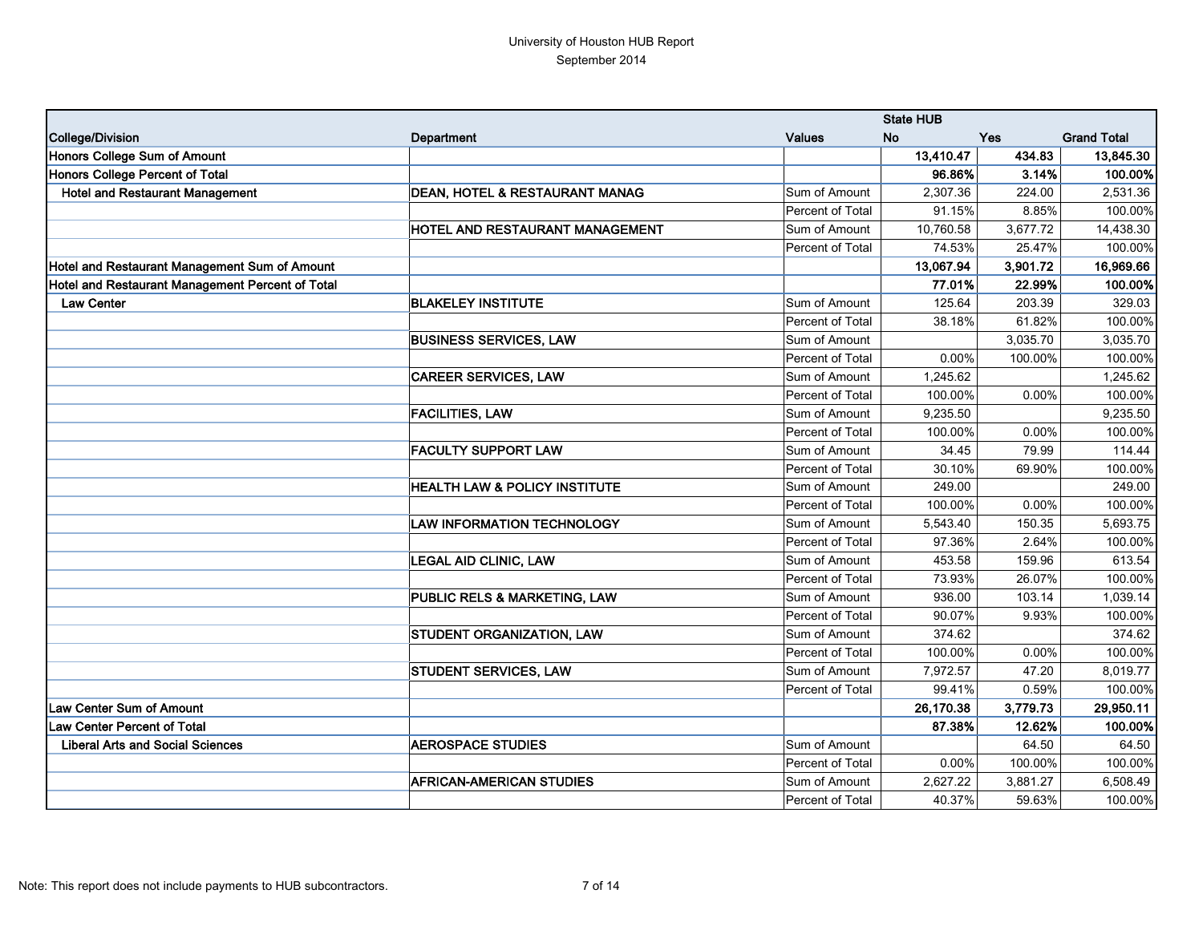University of Houston HUB Report

September 2014

| College/Division | Department | Values | State HUB No | Yes | Grand Total |
|---|---|---|---|---|---|
| **Honors College Sum of Amount** | | | **13,410.47** | **434.83** | **13,845.30** |
| **Honors College Percent of Total** | | | **96.86%** | **3.14%** | **100.00%** |
| **Hotel and Restaurant Management** | **DEAN, HOTEL & RESTAURANT MANAG** | Sum of Amount | 2,307.36 | 224.00 | 2,531.36 |
| | | Percent of Total | 91.15% | 8.85% | 100.00% |
| | **HOTEL AND RESTAURANT MANAGEMENT** | Sum of Amount | 10,760.58 | 3,677.72 | 14,438.30 |
| | | Percent of Total | 74.53% | 25.47% | 100.00% |
| **Hotel and Restaurant Management Sum of Amount** | | | **13,067.94** | **3,901.72** | **16,969.66** |
| **Hotel and Restaurant Management Percent of Total** | | | **77.01%** | **22.99%** | **100.00%** |
| **Law Center** | **BLAKELEY INSTITUTE** | Sum of Amount | 125.64 | 203.39 | 329.03 |
| | | Percent of Total | 38.18% | 61.82% | 100.00% |
| | **BUSINESS SERVICES, LAW** | Sum of Amount | | 3,035.70 | 3,035.70 |
| | | Percent of Total | 0.00% | 100.00% | 100.00% |
| | **CAREER SERVICES, LAW** | Sum of Amount | 1,245.62 | | 1,245.62 |
| | | Percent of Total | 100.00% | 0.00% | 100.00% |
| | **FACILITIES, LAW** | Sum of Amount | 9,235.50 | | 9,235.50 |
| | | Percent of Total | 100.00% | 0.00% | 100.00% |
| | **FACULTY SUPPORT LAW** | Sum of Amount | 34.45 | 79.99 | 114.44 |
| | | Percent of Total | 30.10% | 69.90% | 100.00% |
| | **HEALTH LAW & POLICY INSTITUTE** | Sum of Amount | 249.00 | | 249.00 |
| | | Percent of Total | 100.00% | 0.00% | 100.00% |
| | **LAW INFORMATION TECHNOLOGY** | Sum of Amount | 5,543.40 | 150.35 | 5,693.75 |
| | | Percent of Total | 97.36% | 2.64% | 100.00% |
| | **LEGAL AID CLINIC, LAW** | Sum of Amount | 453.58 | 159.96 | 613.54 |
| | | Percent of Total | 73.93% | 26.07% | 100.00% |
| | **PUBLIC RELS & MARKETING, LAW** | Sum of Amount | 936.00 | 103.14 | 1,039.14 |
| | | Percent of Total | 90.07% | 9.93% | 100.00% |
| | **STUDENT ORGANIZATION, LAW** | Sum of Amount | 374.62 | | 374.62 |
| | | Percent of Total | 100.00% | 0.00% | 100.00% |
| | **STUDENT SERVICES, LAW** | Sum of Amount | 7,972.57 | 47.20 | 8,019.77 |
| | | Percent of Total | 99.41% | 0.59% | 100.00% |
| **Law Center Sum of Amount** | | | **26,170.38** | **3,779.73** | **29,950.11** |
| **Law Center Percent of Total** | | | **87.38%** | **12.62%** | **100.00%** |
| **Liberal Arts and Social Sciences** | **AEROSPACE STUDIES** | Sum of Amount | | 64.50 | 64.50 |
| | | Percent of Total | 0.00% | 100.00% | 100.00% |
| | **AFRICAN-AMERICAN STUDIES** | Sum of Amount | 2,627.22 | 3,881.27 | 6,508.49 |
| | | Percent of Total | 40.37% | 59.63% | 100.00% |

Note: This report does not include payments to HUB subcontractors.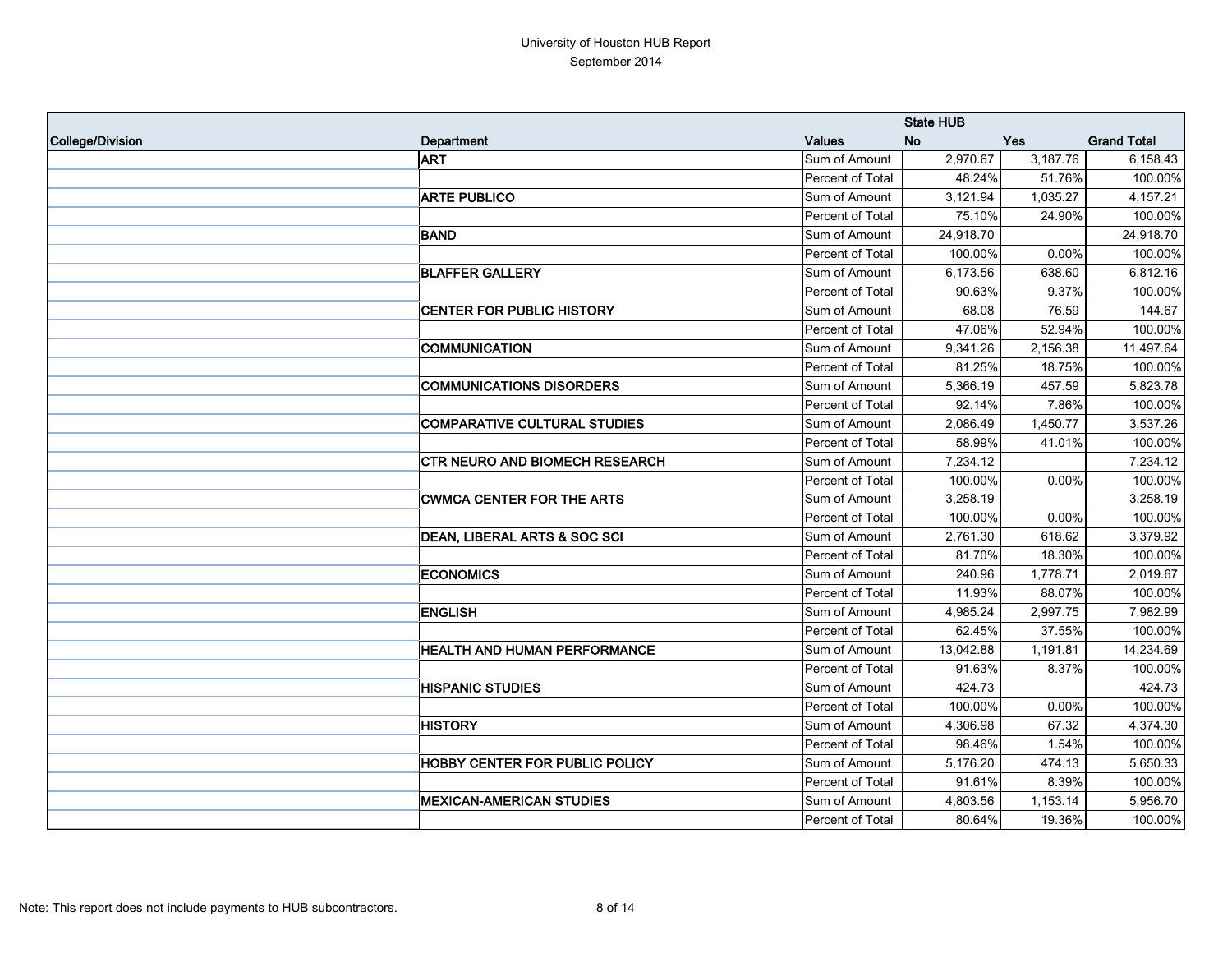University of Houston HUB Report
September 2014

| | | | State HUB | | |
|---|---|---|---|---|---|
| College/Division | Department | Values | No | Yes | Grand Total |
| | **ART** | Sum of Amount | 2,970.67 | 3,187.76 | 6,158.43 |
| | | Percent of Total | 48.24% | 51.76% | 100.00% |
| | **ARTE PUBLICO** | Sum of Amount | 3,121.94 | 1,035.27 | 4,157.21 |
| | | Percent of Total | 75.10% | 24.90% | 100.00% |
| | **BAND** | Sum of Amount | 24,918.70 | | 24,918.70 |
| | | Percent of Total | 100.00% | 0.00% | 100.00% |
| | **BLAFFER GALLERY** | Sum of Amount | 6,173.56 | 638.60 | 6,812.16 |
| | | Percent of Total | 90.63% | 9.37% | 100.00% |
| | **CENTER FOR PUBLIC HISTORY** | Sum of Amount | 68.08 | 76.59 | 144.67 |
| | | Percent of Total | 47.06% | 52.94% | 100.00% |
| | **COMMUNICATION** | Sum of Amount | 9,341.26 | 2,156.38 | 11,497.64 |
| | | Percent of Total | 81.25% | 18.75% | 100.00% |
| | **COMMUNICATIONS DISORDERS** | Sum of Amount | 5,366.19 | 457.59 | 5,823.78 |
| | | Percent of Total | 92.14% | 7.86% | 100.00% |
| | **COMPARATIVE CULTURAL STUDIES** | Sum of Amount | 2,086.49 | 1,450.77 | 3,537.26 |
| | | Percent of Total | 58.99% | 41.01% | 100.00% |
| | **CTR NEURO AND BIOMECH RESEARCH** | Sum of Amount | 7,234.12 | | 7,234.12 |
| | | Percent of Total | 100.00% | 0.00% | 100.00% |
| | **CWMCA CENTER FOR THE ARTS** | Sum of Amount | 3,258.19 | | 3,258.19 |
| | | Percent of Total | 100.00% | 0.00% | 100.00% |
| | **DEAN, LIBERAL ARTS & SOC SCI** | Sum of Amount | 2,761.30 | 618.62 | 3,379.92 |
| | | Percent of Total | 81.70% | 18.30% | 100.00% |
| | **ECONOMICS** | Sum of Amount | 240.96 | 1,778.71 | 2,019.67 |
| | | Percent of Total | 11.93% | 88.07% | 100.00% |
| | **ENGLISH** | Sum of Amount | 4,985.24 | 2,997.75 | 7,982.99 |
| | | Percent of Total | 62.45% | 37.55% | 100.00% |
| | **HEALTH AND HUMAN PERFORMANCE** | Sum of Amount | 13,042.88 | 1,191.81 | 14,234.69 |
| | | Percent of Total | 91.63% | 8.37% | 100.00% |
| | **HISPANIC STUDIES** | Sum of Amount | 424.73 | | 424.73 |
| | | Percent of Total | 100.00% | 0.00% | 100.00% |
| | **HISTORY** | Sum of Amount | 4,306.98 | 67.32 | 4,374.30 |
| | | Percent of Total | 98.46% | 1.54% | 100.00% |
| | **HOBBY CENTER FOR PUBLIC POLICY** | Sum of Amount | 5,176.20 | 474.13 | 5,650.33 |
| | | Percent of Total | 91.61% | 8.39% | 100.00% |
| | **MEXICAN-AMERICAN STUDIES** | Sum of Amount | 4,803.56 | 1,153.14 | 5,956.70 |
| | | Percent of Total | 80.64% | 19.36% | 100.00% |

Note: This report does not include payments to HUB subcontractors.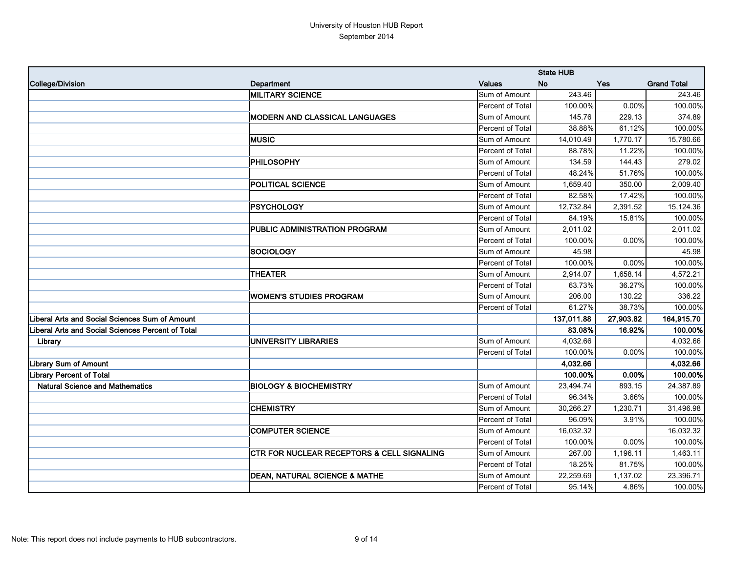# University of Houston HUB Report

September 2014

| College/Division | Department | Values | State HUB No | Yes | Grand Total |
|---|---|---|---|---|---|
| | **MILITARY SCIENCE** | Sum of Amount | 243.46 | | 243.46 |
| | | Percent of Total | 100.00% | 0.00% | 100.00% |
| | **MODERN AND CLASSICAL LANGUAGES** | Sum of Amount | 145.76 | 229.13 | 374.89 |
| | | Percent of Total | 38.88% | 61.12% | 100.00% |
| | **MUSIC** | Sum of Amount | 14,010.49 | 1,770.17 | 15,780.66 |
| | | Percent of Total | 88.78% | 11.22% | 100.00% |
| | **PHILOSOPHY** | Sum of Amount | 134.59 | 144.43 | 279.02 |
| | | Percent of Total | 48.24% | 51.76% | 100.00% |
| | **POLITICAL SCIENCE** | Sum of Amount | 1,659.40 | 350.00 | 2,009.40 |
| | | Percent of Total | 82.58% | 17.42% | 100.00% |
| | **PSYCHOLOGY** | Sum of Amount | 12,732.84 | 2,391.52 | 15,124.36 |
| | | Percent of Total | 84.19% | 15.81% | 100.00% |
| | **PUBLIC ADMINISTRATION PROGRAM** | Sum of Amount | 2,011.02 | | 2,011.02 |
| | | Percent of Total | 100.00% | 0.00% | 100.00% |
| | **SOCIOLOGY** | Sum of Amount | 45.98 | | 45.98 |
| | | Percent of Total | 100.00% | 0.00% | 100.00% |
| | **THEATER** | Sum of Amount | 2,914.07 | 1,658.14 | 4,572.21 |
| | | Percent of Total | 63.73% | 36.27% | 100.00% |
| | **WOMEN'S STUDIES PROGRAM** | Sum of Amount | 206.00 | 130.22 | 336.22 |
| | | Percent of Total | 61.27% | 38.73% | 100.00% |
| **Liberal Arts and Social Sciences Sum of Amount** | | | **137,011.88** | **27,903.82** | **164,915.70** |
| **Liberal Arts and Social Sciences Percent of Total** | | | **83.08%** | **16.92%** | **100.00%** |
| **Library** | **UNIVERSITY LIBRARIES** | Sum of Amount | 4,032.66 | | 4,032.66 |
| | | Percent of Total | 100.00% | 0.00% | 100.00% |
| **Library Sum of Amount** | | | **4,032.66** | | **4,032.66** |
| **Library Percent of Total** | | | **100.00%** | **0.00%** | **100.00%** |
| **Natural Science and Mathematics** | **BIOLOGY & BIOCHEMISTRY** | Sum of Amount | 23,494.74 | 893.15 | 24,387.89 |
| | | Percent of Total | 96.34% | 3.66% | 100.00% |
| | **CHEMISTRY** | Sum of Amount | 30,266.27 | 1,230.71 | 31,496.98 |
| | | Percent of Total | 96.09% | 3.91% | 100.00% |
| | **COMPUTER SCIENCE** | Sum of Amount | 16,032.32 | | 16,032.32 |
| | | Percent of Total | 100.00% | 0.00% | 100.00% |
| | **CTR FOR NUCLEAR RECEPTORS & CELL SIGNALING** | Sum of Amount | 267.00 | 1,196.11 | 1,463.11 |
| | | Percent of Total | 18.25% | 81.75% | 100.00% |
| | **DEAN, NATURAL SCIENCE & MATHE** | Sum of Amount | 22,259.69 | 1,137.02 | 23,396.71 |
| | | Percent of Total | 95.14% | 4.86% | 100.00% |

Note: This report does not include payments to HUB subcontractors.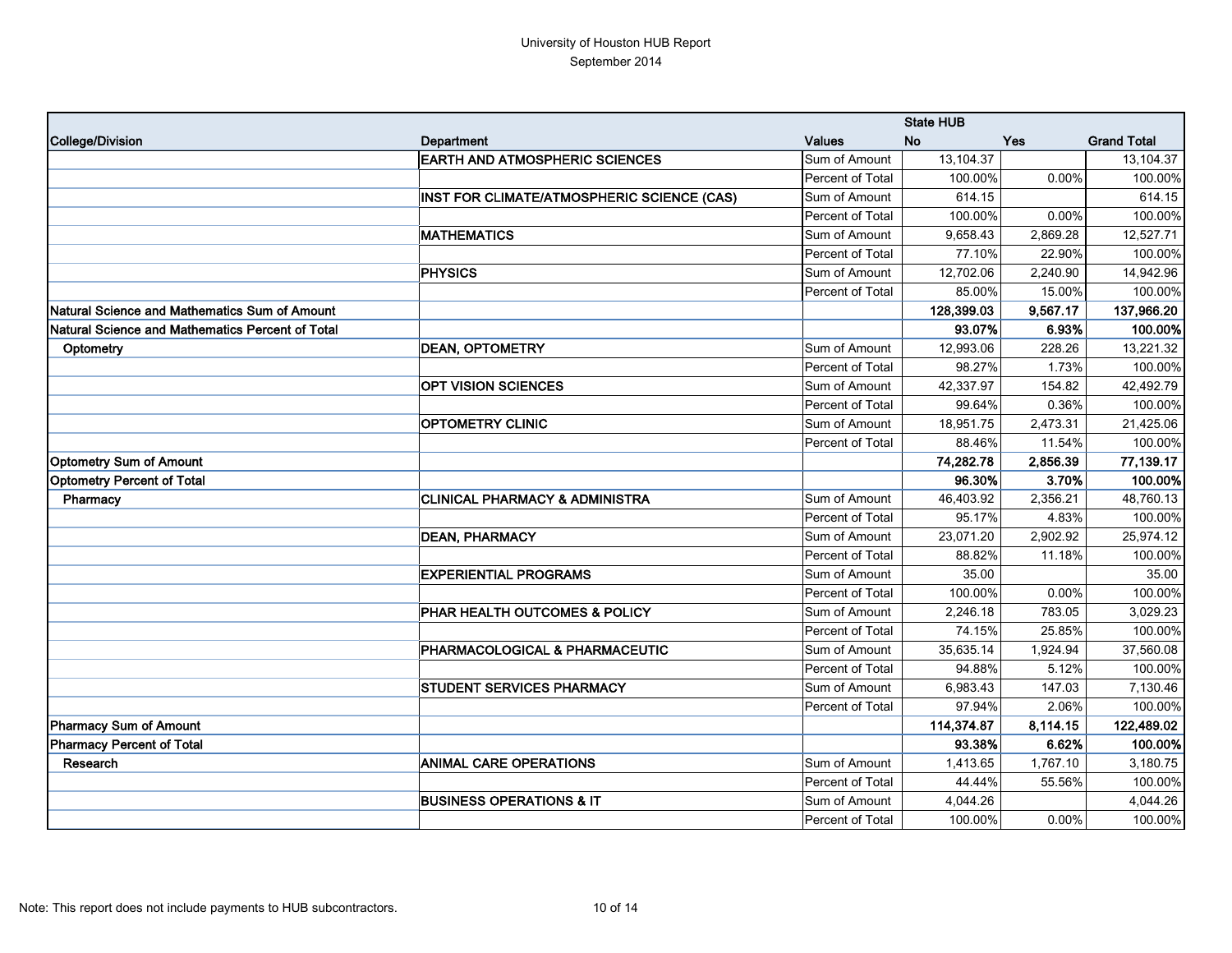University of Houston HUB Report

September 2014

| College/Division | Department | Values | State HUB No | Yes | Grand Total |
|---|---|---|---|---|---|
| | **EARTH AND ATMOSPHERIC SCIENCES** | Sum of Amount | 13,104.37 | | 13,104.37 |
| | | Percent of Total | 100.00% | 0.00% | 100.00% |
| | **INST FOR CLIMATE/ATMOSPHERIC SCIENCE (CAS)** | Sum of Amount | 614.15 | | 614.15 |
| | | Percent of Total | 100.00% | 0.00% | 100.00% |
| | **MATHEMATICS** | Sum of Amount | 9,658.43 | 2,869.28 | 12,527.71 |
| | | Percent of Total | 77.10% | 22.90% | 100.00% |
| | **PHYSICS** | Sum of Amount | 12,702.06 | 2,240.90 | 14,942.96 |
| | | Percent of Total | 85.00% | 15.00% | 100.00% |
| **Natural Science and Mathematics Sum of Amount** | | | **128,399.03** | **9,567.17** | **137,966.20** |
| **Natural Science and Mathematics Percent of Total** | | | **93.07%** | **6.93%** | **100.00%** |
| Optometry | **DEAN, OPTOMETRY** | Sum of Amount | 12,993.06 | 228.26 | 13,221.32 |
| | | Percent of Total | 98.27% | 1.73% | 100.00% |
| | **OPT VISION SCIENCES** | Sum of Amount | 42,337.97 | 154.82 | 42,492.79 |
| | | Percent of Total | 99.64% | 0.36% | 100.00% |
| | **OPTOMETRY CLINIC** | Sum of Amount | 18,951.75 | 2,473.31 | 21,425.06 |
| | | Percent of Total | 88.46% | 11.54% | 100.00% |
| **Optometry Sum of Amount** | | | **74,282.78** | **2,856.39** | **77,139.17** |
| **Optometry Percent of Total** | | | **96.30%** | **3.70%** | **100.00%** |
| Pharmacy | **CLINICAL PHARMACY & ADMINISTRA** | Sum of Amount | 46,403.92 | 2,356.21 | 48,760.13 |
| | | Percent of Total | 95.17% | 4.83% | 100.00% |
| | **DEAN, PHARMACY** | Sum of Amount | 23,071.20 | 2,902.92 | 25,974.12 |
| | | Percent of Total | 88.82% | 11.18% | 100.00% |
| | **EXPERIENTIAL PROGRAMS** | Sum of Amount | 35.00 | | 35.00 |
| | | Percent of Total | 100.00% | 0.00% | 100.00% |
| | **PHAR HEALTH OUTCOMES & POLICY** | Sum of Amount | 2,246.18 | 783.05 | 3,029.23 |
| | | Percent of Total | 74.15% | 25.85% | 100.00% |
| | **PHARMACOLOGICAL & PHARMACEUTIC** | Sum of Amount | 35,635.14 | 1,924.94 | 37,560.08 |
| | | Percent of Total | 94.88% | 5.12% | 100.00% |
| | **STUDENT SERVICES PHARMACY** | Sum of Amount | 6,983.43 | 147.03 | 7,130.46 |
| | | Percent of Total | 97.94% | 2.06% | 100.00% |
| **Pharmacy Sum of Amount** | | | **114,374.87** | **8,114.15** | **122,489.02** |
| **Pharmacy Percent of Total** | | | **93.38%** | **6.62%** | **100.00%** |
| Research | **ANIMAL CARE OPERATIONS** | Sum of Amount | 1,413.65 | 1,767.10 | 3,180.75 |
| | | Percent of Total | 44.44% | 55.56% | 100.00% |
| | **BUSINESS OPERATIONS & IT** | Sum of Amount | 4,044.26 | | 4,044.26 |
| | | Percent of Total | 100.00% | 0.00% | 100.00% |

Note: This report does not include payments to HUB subcontractors.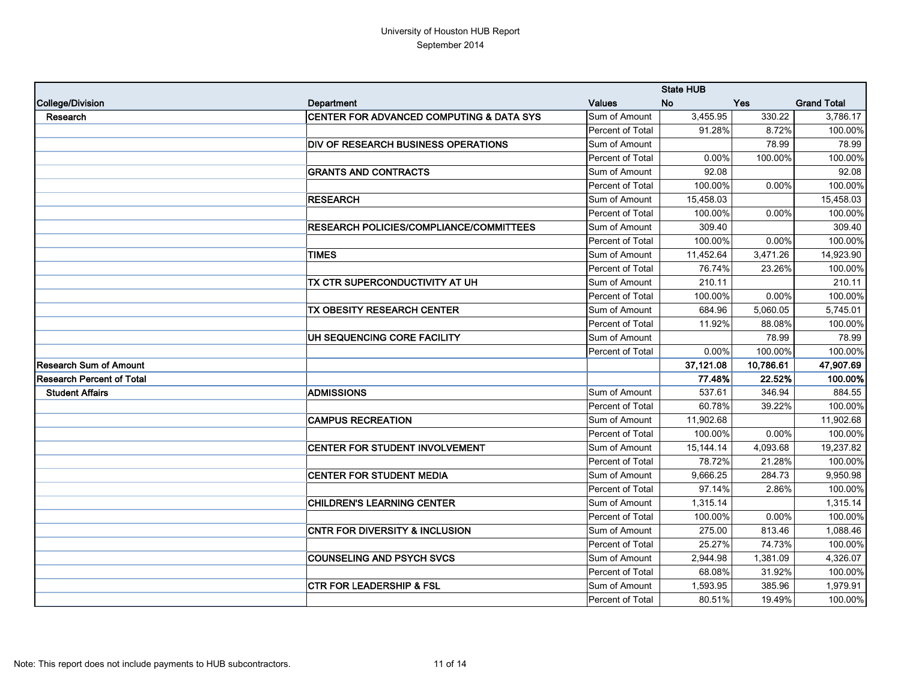University of Houston HUB Report
September 2014

| College/Division | Department | Values | State HUB No | Yes | Grand Total |
|---|---|---|---|---|---|
| Research | CENTER FOR ADVANCED COMPUTING & DATA SYS | Sum of Amount | 3,455.95 | 330.22 | 3,786.17 |
| | | Percent of Total | 91.28% | 8.72% | 100.00% |
| | DIV OF RESEARCH BUSINESS OPERATIONS | Sum of Amount | | 78.99 | 78.99 |
| | | Percent of Total | 0.00% | 100.00% | 100.00% |
| | GRANTS AND CONTRACTS | Sum of Amount | 92.08 | | 92.08 |
| | | Percent of Total | 100.00% | 0.00% | 100.00% |
| | RESEARCH | Sum of Amount | 15,458.03 | | 15,458.03 |
| | | Percent of Total | 100.00% | 0.00% | 100.00% |
| | RESEARCH POLICIES/COMPLIANCE/COMMITTEES | Sum of Amount | 309.40 | | 309.40 |
| | | Percent of Total | 100.00% | 0.00% | 100.00% |
| | TIMES | Sum of Amount | 11,452.64 | 3,471.26 | 14,923.90 |
| | | Percent of Total | 76.74% | 23.26% | 100.00% |
| | TX CTR SUPERCONDUCTIVITY AT UH | Sum of Amount | 210.11 | | 210.11 |
| | | Percent of Total | 100.00% | 0.00% | 100.00% |
| | TX OBESITY RESEARCH CENTER | Sum of Amount | 684.96 | 5,060.05 | 5,745.01 |
| | | Percent of Total | 11.92% | 88.08% | 100.00% |
| | UH SEQUENCING CORE FACILITY | Sum of Amount | | 78.99 | 78.99 |
| | | Percent of Total | 0.00% | 100.00% | 100.00% |
| **Research Sum of Amount** | | | **37,121.08** | **10,786.61** | **47,907.69** |
| **Research Percent of Total** | | | **77.48%** | **22.52%** | **100.00%** |
| Student Affairs | ADMISSIONS | Sum of Amount | 537.61 | 346.94 | 884.55 |
| | | Percent of Total | 60.78% | 39.22% | 100.00% |
| | CAMPUS RECREATION | Sum of Amount | 11,902.68 | | 11,902.68 |
| | | Percent of Total | 100.00% | 0.00% | 100.00% |
| | CENTER FOR STUDENT INVOLVEMENT | Sum of Amount | 15,144.14 | 4,093.68 | 19,237.82 |
| | | Percent of Total | 78.72% | 21.28% | 100.00% |
| | CENTER FOR STUDENT MEDIA | Sum of Amount | 9,666.25 | 284.73 | 9,950.98 |
| | | Percent of Total | 97.14% | 2.86% | 100.00% |
| | CHILDREN'S LEARNING CENTER | Sum of Amount | 1,315.14 | | 1,315.14 |
| | | Percent of Total | 100.00% | 0.00% | 100.00% |
| | CNTR FOR DIVERSITY & INCLUSION | Sum of Amount | 275.00 | 813.46 | 1,088.46 |
| | | Percent of Total | 25.27% | 74.73% | 100.00% |
| | COUNSELING AND PSYCH SVCS | Sum of Amount | 2,944.98 | 1,381.09 | 4,326.07 |
| | | Percent of Total | 68.08% | 31.92% | 100.00% |
| | CTR FOR LEADERSHIP & FSL | Sum of Amount | 1,593.95 | 385.96 | 1,979.91 |
| | | Percent of Total | 80.51% | 19.49% | 100.00% |

Note: This report does not include payments to HUB subcontractors.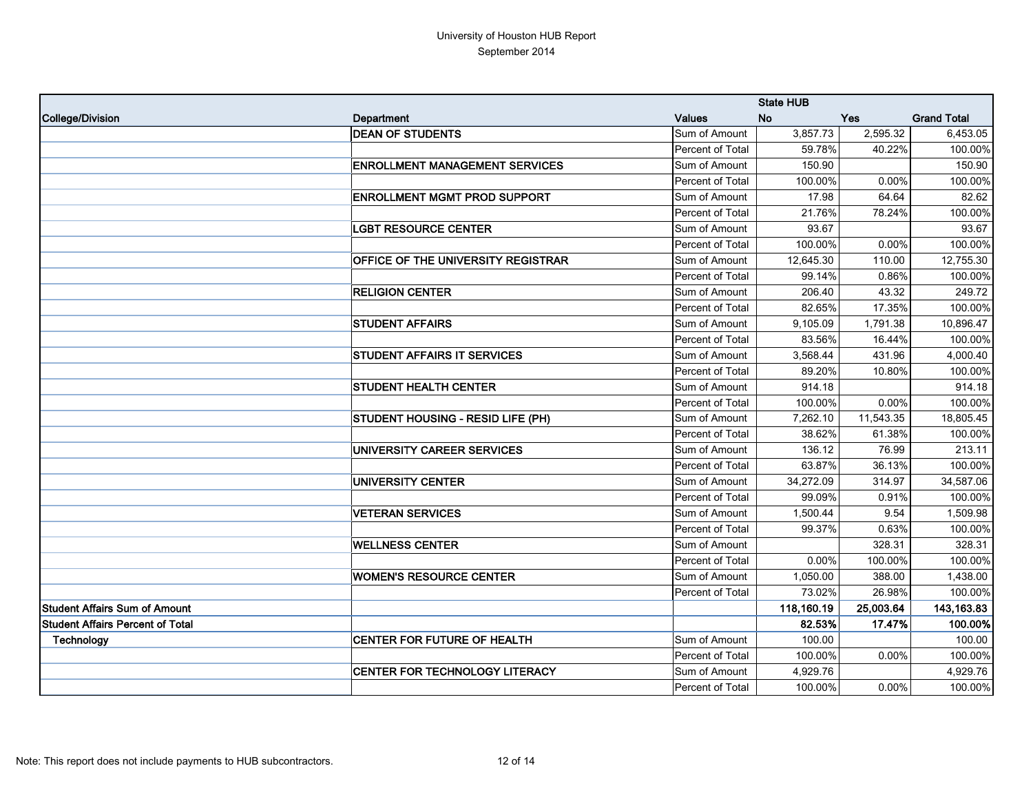University of Houston HUB Report
September 2014

| College/Division | Department | Values | State HUB No | Yes | Grand Total |
|---|---|---|---|---|---|
| | **DEAN OF STUDENTS** | Sum of Amount | 3,857.73 | 2,595.32 | 6,453.05 |
| | | Percent of Total | 59.78% | 40.22% | 100.00% |
| | **ENROLLMENT MANAGEMENT SERVICES** | Sum of Amount | 150.90 | | 150.90 |
| | | Percent of Total | 100.00% | 0.00% | 100.00% |
| | **ENROLLMENT MGMT PROD SUPPORT** | Sum of Amount | 17.98 | 64.64 | 82.62 |
| | | Percent of Total | 21.76% | 78.24% | 100.00% |
| | **LGBT RESOURCE CENTER** | Sum of Amount | 93.67 | | 93.67 |
| | | Percent of Total | 100.00% | 0.00% | 100.00% |
| | **OFFICE OF THE UNIVERSITY REGISTRAR** | Sum of Amount | 12,645.30 | 110.00 | 12,755.30 |
| | | Percent of Total | 99.14% | 0.86% | 100.00% |
| | **RELIGION CENTER** | Sum of Amount | 206.40 | 43.32 | 249.72 |
| | | Percent of Total | 82.65% | 17.35% | 100.00% |
| | **STUDENT AFFAIRS** | Sum of Amount | 9,105.09 | 1,791.38 | 10,896.47 |
| | | Percent of Total | 83.56% | 16.44% | 100.00% |
| | **STUDENT AFFAIRS IT SERVICES** | Sum of Amount | 3,568.44 | 431.96 | 4,000.40 |
| | | Percent of Total | 89.20% | 10.80% | 100.00% |
| | **STUDENT HEALTH CENTER** | Sum of Amount | 914.18 | | 914.18 |
| | | Percent of Total | 100.00% | 0.00% | 100.00% |
| | **STUDENT HOUSING - RESID LIFE (PH)** | Sum of Amount | 7,262.10 | 11,543.35 | 18,805.45 |
| | | Percent of Total | 38.62% | 61.38% | 100.00% |
| | **UNIVERSITY CAREER SERVICES** | Sum of Amount | 136.12 | 76.99 | 213.11 |
| | | Percent of Total | 63.87% | 36.13% | 100.00% |
| | **UNIVERSITY CENTER** | Sum of Amount | 34,272.09 | 314.97 | 34,587.06 |
| | | Percent of Total | 99.09% | 0.91% | 100.00% |
| | **VETERAN SERVICES** | Sum of Amount | 1,500.44 | 9.54 | 1,509.98 |
| | | Percent of Total | 99.37% | 0.63% | 100.00% |
| | **WELLNESS CENTER** | Sum of Amount | | 328.31 | 328.31 |
| | | Percent of Total | 0.00% | 100.00% | 100.00% |
| | **WOMEN'S RESOURCE CENTER** | Sum of Amount | 1,050.00 | 388.00 | 1,438.00 |
| | | Percent of Total | 73.02% | 26.98% | 100.00% |
| **Student Affairs Sum of Amount** | | | **118,160.19** | **25,003.64** | **143,163.83** |
| **Student Affairs Percent of Total** | | | **82.53%** | **17.47%** | **100.00%** |
| **Technology** | **CENTER FOR FUTURE OF HEALTH** | Sum of Amount | 100.00 | | 100.00 |
| | | Percent of Total | 100.00% | 0.00% | 100.00% |
| | **CENTER FOR TECHNOLOGY LITERACY** | Sum of Amount | 4,929.76 | | 4,929.76 |
| | | Percent of Total | 100.00% | 0.00% | 100.00% |

Note: This report does not include payments to HUB subcontractors.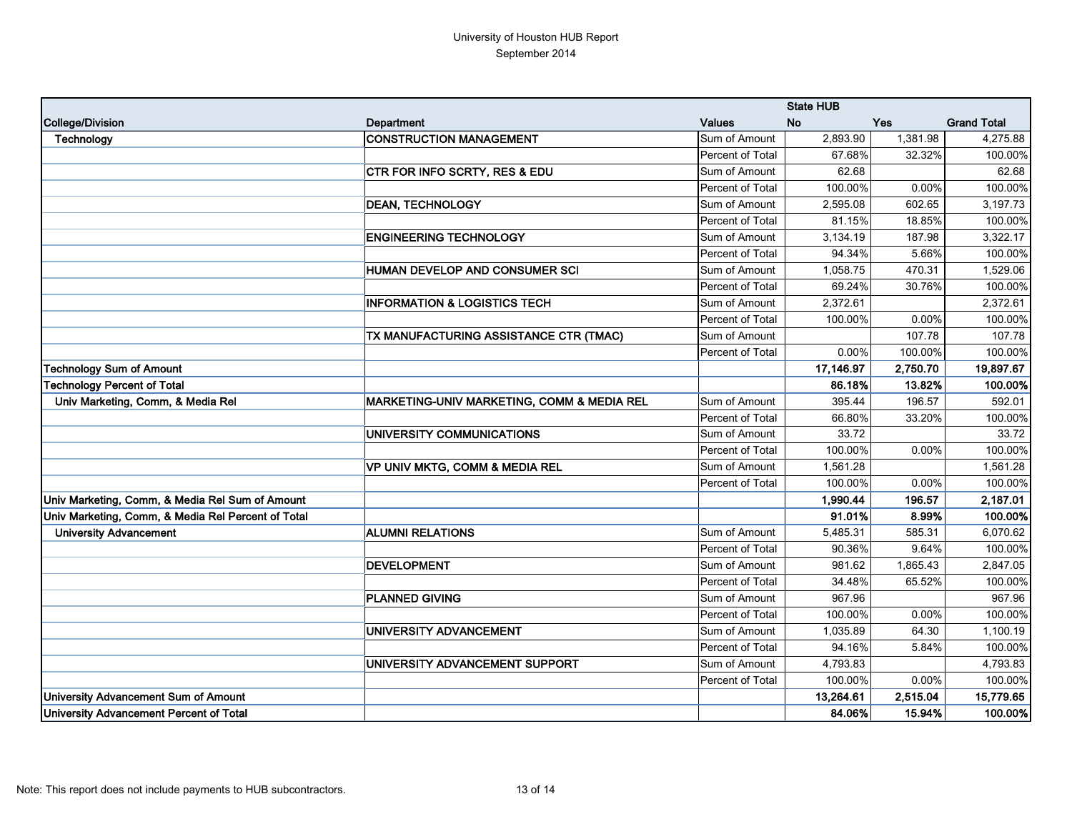University of Houston HUB Report
September 2014

| | | | State HUB | | |
|---|---|---|---|---|---|
| College/Division | Department | Values | No | Yes | Grand Total |
| Technology | CONSTRUCTION MANAGEMENT | Sum of Amount | 2,893.90 | 1,381.98 | 4,275.88 |
| | | Percent of Total | 67.68% | 32.32% | 100.00% |
| | CTR FOR INFO SCRTY, RES & EDU | Sum of Amount | 62.68 | | 62.68 |
| | | Percent of Total | 100.00% | 0.00% | 100.00% |
| | DEAN, TECHNOLOGY | Sum of Amount | 2,595.08 | 602.65 | 3,197.73 |
| | | Percent of Total | 81.15% | 18.85% | 100.00% |
| | ENGINEERING TECHNOLOGY | Sum of Amount | 3,134.19 | 187.98 | 3,322.17 |
| | | Percent of Total | 94.34% | 5.66% | 100.00% |
| | HUMAN DEVELOP AND CONSUMER SCI | Sum of Amount | 1,058.75 | 470.31 | 1,529.06 |
| | | Percent of Total | 69.24% | 30.76% | 100.00% |
| | INFORMATION & LOGISTICS TECH | Sum of Amount | 2,372.61 | | 2,372.61 |
| | | Percent of Total | 100.00% | 0.00% | 100.00% |
| | TX MANUFACTURING ASSISTANCE CTR (TMAC) | Sum of Amount | | 107.78 | 107.78 |
| | | Percent of Total | 0.00% | 100.00% | 100.00% |
| **Technology Sum of Amount** | | | **17,146.97** | **2,750.70** | **19,897.67** |
| **Technology Percent of Total** | | | **86.18%** | **13.82%** | **100.00%** |
| Univ Marketing, Comm, & Media Rel | MARKETING-UNIV MARKETING, COMM & MEDIA REL | Sum of Amount | 395.44 | 196.57 | 592.01 |
| | | Percent of Total | 66.80% | 33.20% | 100.00% |
| | UNIVERSITY COMMUNICATIONS | Sum of Amount | 33.72 | | 33.72 |
| | | Percent of Total | 100.00% | 0.00% | 100.00% |
| | VP UNIV MKTG, COMM & MEDIA REL | Sum of Amount | 1,561.28 | | 1,561.28 |
| | | Percent of Total | 100.00% | 0.00% | 100.00% |
| **Univ Marketing, Comm, & Media Rel Sum of Amount** | | | **1,990.44** | **196.57** | **2,187.01** |
| **Univ Marketing, Comm, & Media Rel Percent of Total** | | | **91.01%** | **8.99%** | **100.00%** |
| University Advancement | ALUMNI RELATIONS | Sum of Amount | 5,485.31 | 585.31 | 6,070.62 |
| | | Percent of Total | 90.36% | 9.64% | 100.00% |
| | DEVELOPMENT | Sum of Amount | 981.62 | 1,865.43 | 2,847.05 |
| | | Percent of Total | 34.48% | 65.52% | 100.00% |
| | PLANNED GIVING | Sum of Amount | 967.96 | | 967.96 |
| | | Percent of Total | 100.00% | 0.00% | 100.00% |
| | UNIVERSITY ADVANCEMENT | Sum of Amount | 1,035.89 | 64.30 | 1,100.19 |
| | | Percent of Total | 94.16% | 5.84% | 100.00% |
| | UNIVERSITY ADVANCEMENT SUPPORT | Sum of Amount | 4,793.83 | | 4,793.83 |
| | | Percent of Total | 100.00% | 0.00% | 100.00% |
| **University Advancement Sum of Amount** | | | **13,264.61** | **2,515.04** | **15,779.65** |
| **University Advancement Percent of Total** | | | **84.06%** | **15.94%** | **100.00%** |

Note: This report does not include payments to HUB subcontractors.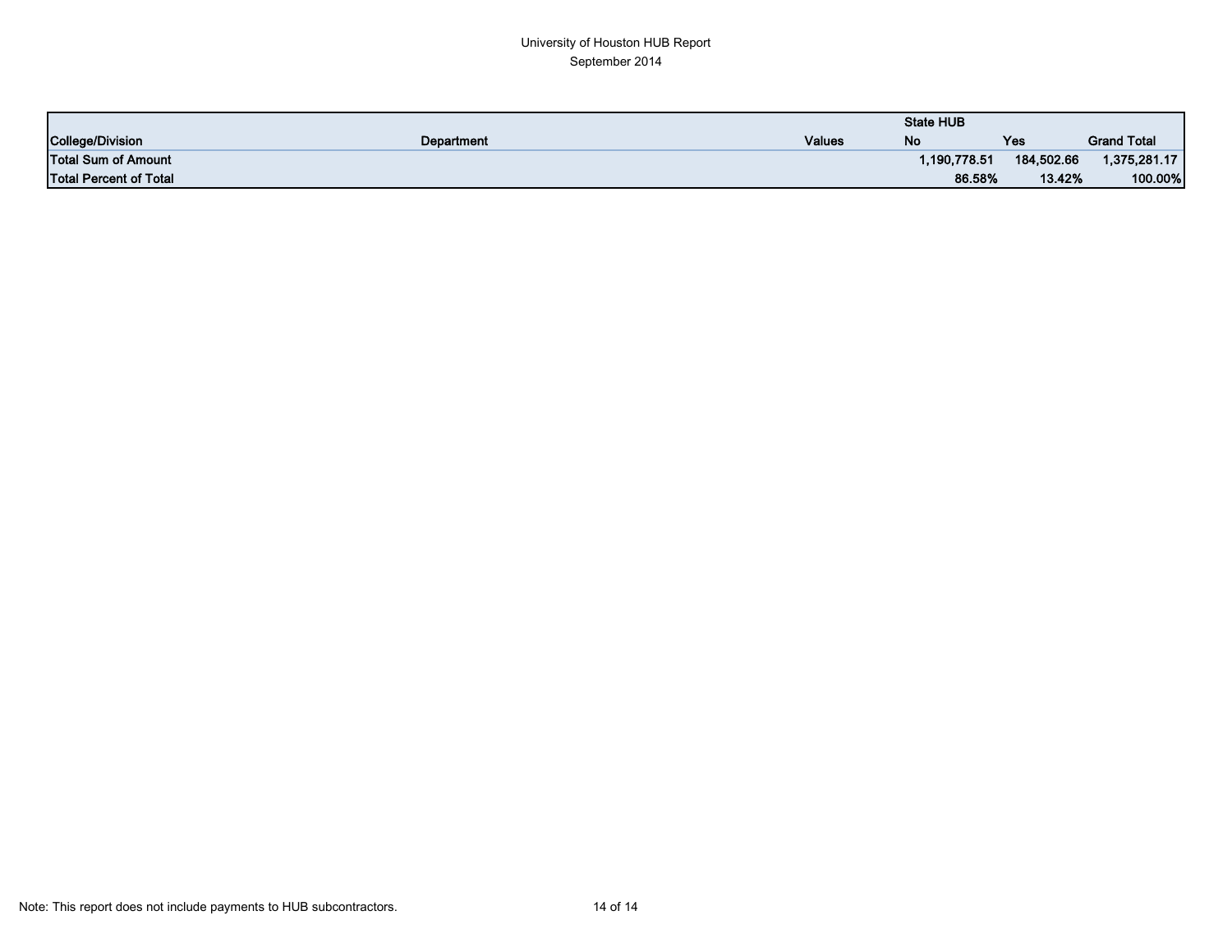University of Houston HUB Report
September 2014

| | | | State HUB | | |
|---|---|---|---|---|---|
| College/Division | Department | Values | No | Yes | Grand Total |
| Total Sum of Amount | | | 1,190,778.51 | 184,502.66 | 1,375,281.17 |
| Total Percent of Total | | | 86.58% | 13.42% | 100.00% |

Note: This report does not include payments to HUB subcontractors.